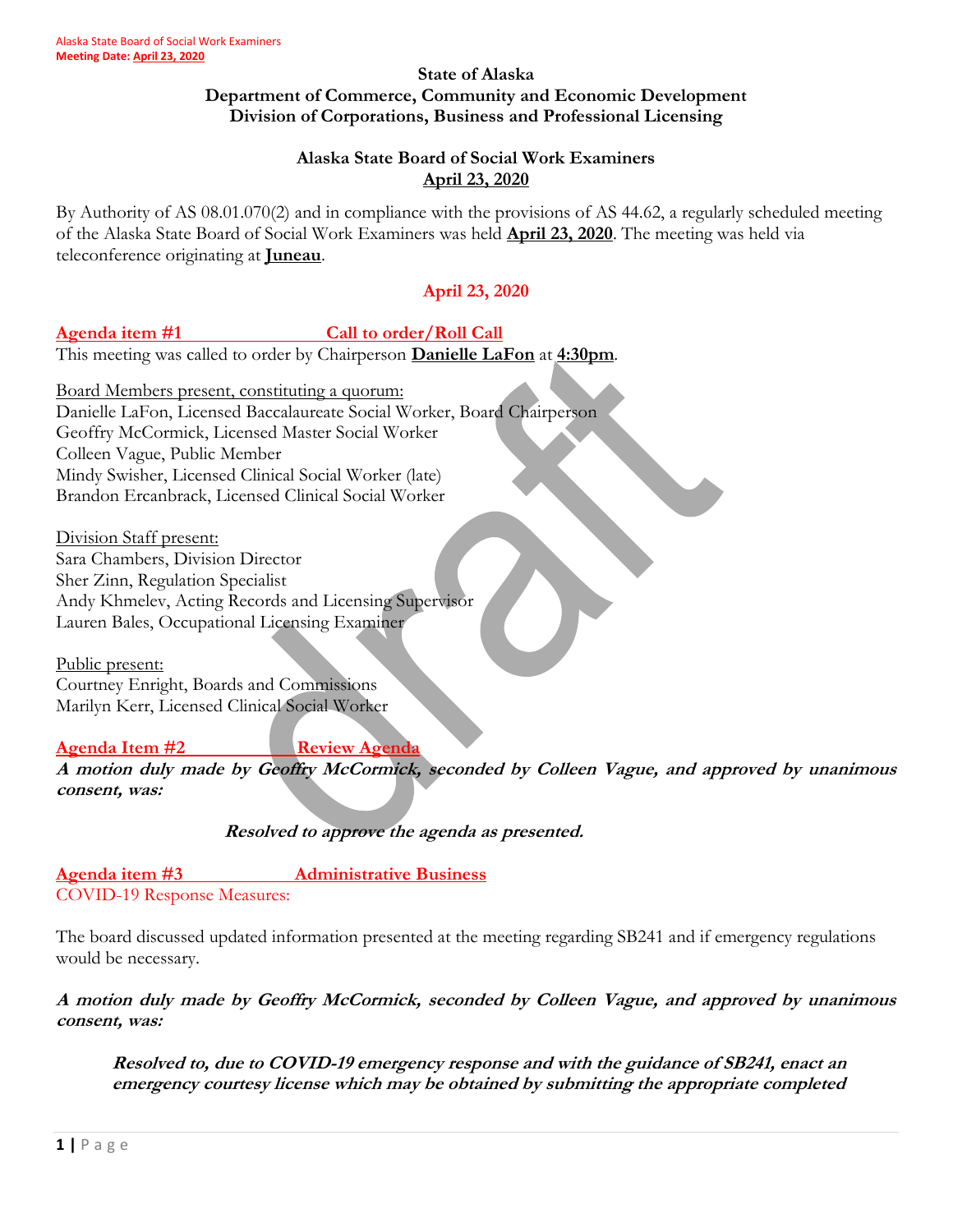**State of Alaska**
**Department of Commerce, Community and Economic Development**
**Division of Corporations, Business and Professional Licensing**

**Alaska State Board of Social Work Examiners**
**April 23, 2020**

By Authority of AS 08.01.070(2) and in compliance with the provisions of AS 44.62, a regularly scheduled meeting of the Alaska State Board of Social Work Examiners was held **April 23, 2020**. The meeting was held via teleconference originating at **Juneau**.

## April 23, 2020

**Agenda item #1 Call to order/Roll Call**

This meeting was called to order by Chairperson **Danielle LaFon** at **4:30pm**.

Board Members present, constituting a quorum:
Danielle LaFon, Licensed Baccalaureate Social Worker, Board Chairperson
Geoffry McCormick, Licensed Master Social Worker
Colleen Vague, Public Member
Mindy Swisher, Licensed Clinical Social Worker (late)
Brandon Ercanbrack, Licensed Clinical Social Worker

Division Staff present:
Sara Chambers, Division Director
Sher Zinn, Regulation Specialist
Andy Khmelev, Acting Records and Licensing Supervisor
Lauren Bales, Occupational Licensing Examiner

Public present:
Courtney Enright, Boards and Commissions
Marilyn Kerr, Licensed Clinical Social Worker

**Agenda Item #2 Review Agenda**

***A motion duly made by Geoffry McCormick, seconded by Colleen Vague, and approved by unanimous consent, was:***

***Resolved to approve the agenda as presented.***

**Agenda item #3 Administrative Business**

COVID-19 Response Measures:

The board discussed updated information presented at the meeting regarding SB241 and if emergency regulations would be necessary.

***A motion duly made by Geoffry McCormick, seconded by Colleen Vague, and approved by unanimous consent, was:***

***Resolved to, due to COVID-19 emergency response and with the guidance of SB241, enact an emergency courtesy license which may be obtained by submitting the appropriate completed***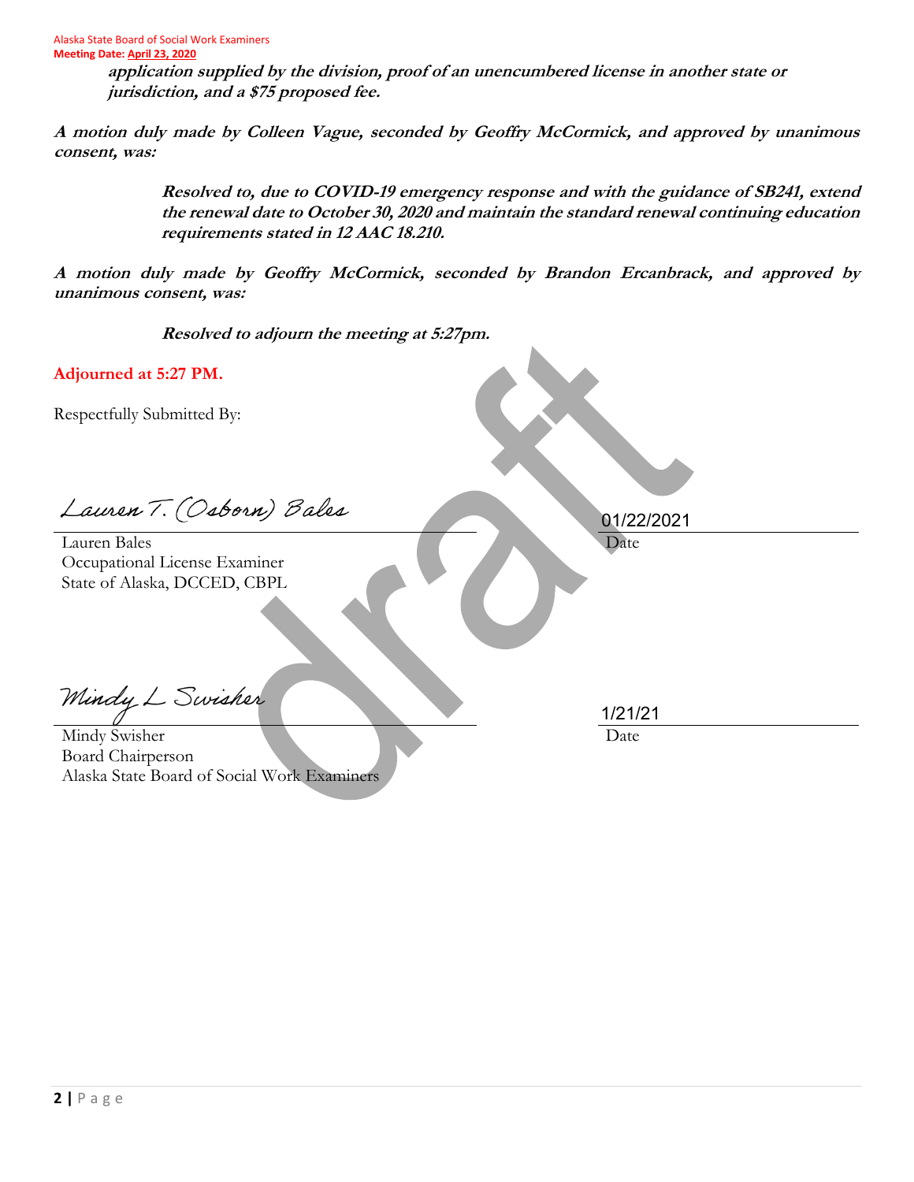*application supplied by the division, proof of an unencumbered license in another state or jurisdiction, and a $75 proposed fee.*

***A motion duly made by Colleen Vague, seconded by Geoffry McCormick, and approved by unanimous consent, was:***

> ***Resolved to, due to COVID-19 emergency response and with the guidance of SB241, extend the renewal date to October 30, 2020 and maintain the standard renewal continuing education requirements stated in 12 AAC 18.210.***

***A motion duly made by Geoffry McCormick, seconded by Brandon Ercanbrack, and approved by unanimous consent, was:***

> ***Resolved to adjourn the meeting at 5:27pm.***

**Adjourned at 5:27 PM.**

Respectfully Submitted By:

*Lauren T. (Osborn) Bales* — 01/22/2021

Lauren Bales
Occupational License Examiner
State of Alaska, DCCED, CBPL

Date

*Mindy L Swisher* — 1/21/21

Mindy Swisher
Board Chairperson
Alaska State Board of Social Work Examiners

Date

draft